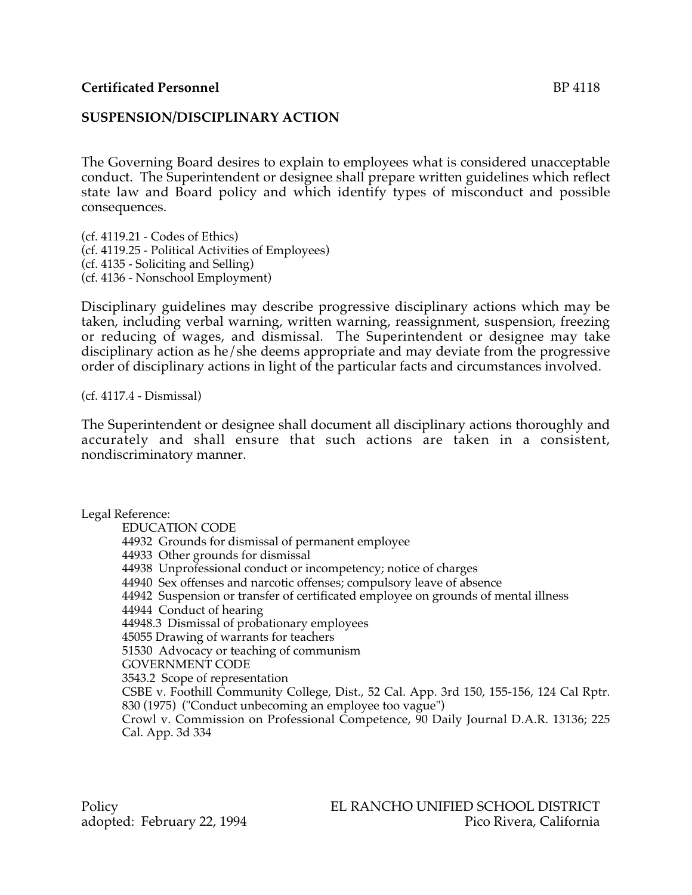**Certificated Personnel** BP 4118

## SUSPENSION/DISCIPLINARY ACTION

The Governing Board desires to explain to employees what is considered unacceptable conduct. The Superintendent or designee shall prepare written guidelines which reflect state law and Board policy and which identify types of misconduct and possible consequences.

(cf. 4119.21 - Codes of Ethics)
(cf. 4119.25 - Political Activities of Employees)
(cf. 4135 - Soliciting and Selling)
(cf. 4136 - Nonschool Employment)

Disciplinary guidelines may describe progressive disciplinary actions which may be taken, including verbal warning, written warning, reassignment, suspension, freezing or reducing of wages, and dismissal. The Superintendent or designee may take disciplinary action as he/she deems appropriate and may deviate from the progressive order of disciplinary actions in light of the particular facts and circumstances involved.

(cf. 4117.4 - Dismissal)

The Superintendent or designee shall document all disciplinary actions thoroughly and accurately and shall ensure that such actions are taken in a consistent, nondiscriminatory manner.

Legal Reference:

EDUCATION CODE
44932 Grounds for dismissal of permanent employee
44933 Other grounds for dismissal
44938 Unprofessional conduct or incompetency; notice of charges
44940 Sex offenses and narcotic offenses; compulsory leave of absence
44942 Suspension or transfer of certificated employee on grounds of mental illness
44944 Conduct of hearing
44948.3 Dismissal of probationary employees
45055 Drawing of warrants for teachers
51530 Advocacy or teaching of communism
GOVERNMENT CODE
3543.2 Scope of representation
CSBE v. Foothill Community College, Dist., 52 Cal. App. 3rd 150, 155-156, 124 Cal Rptr. 830 (1975) ("Conduct unbecoming an employee too vague")
Crowl v. Commission on Professional Competence, 90 Daily Journal D.A.R. 13136; 225 Cal. App. 3d 334

Policy
adopted: February 22, 1994

EL RANCHO UNIFIED SCHOOL DISTRICT
Pico Rivera, California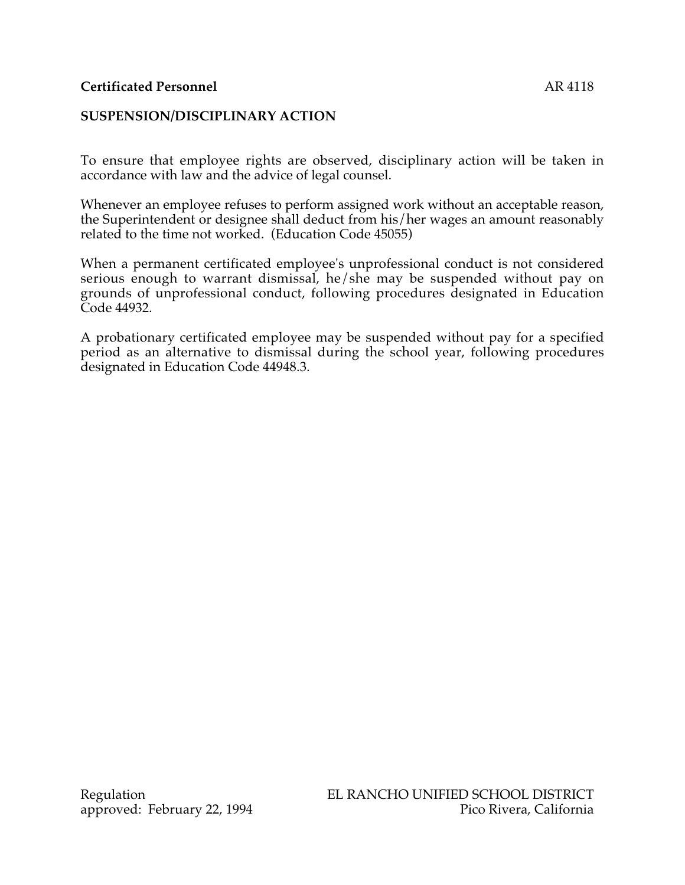**Certificated Personnel** AR 4118

**SUSPENSION/DISCIPLINARY ACTION**

To ensure that employee rights are observed, disciplinary action will be taken in accordance with law and the advice of legal counsel.

Whenever an employee refuses to perform assigned work without an acceptable reason, the Superintendent or designee shall deduct from his/her wages an amount reasonably related to the time not worked. (Education Code 45055)

When a permanent certificated employee's unprofessional conduct is not considered serious enough to warrant dismissal, he/she may be suspended without pay on grounds of unprofessional conduct, following procedures designated in Education Code 44932.

A probationary certificated employee may be suspended without pay for a specified period as an alternative to dismissal during the school year, following procedures designated in Education Code 44948.3.

Regulation
approved: February 22, 1994

EL RANCHO UNIFIED SCHOOL DISTRICT
Pico Rivera, California